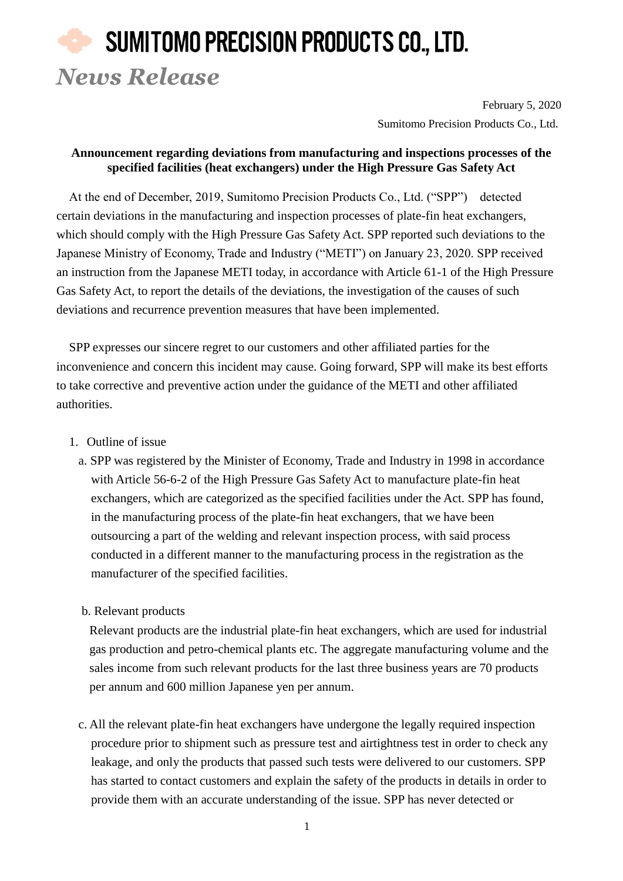# SUMITOMO PRECISION PRODUCTS CO., LTD.

*News Release*

February 5, 2020

Sumitomo Precision Products Co., Ltd.

**Announcement regarding deviations from manufacturing and inspections processes of the specified facilities (heat exchangers) under the High Pressure Gas Safety Act**

At the end of December, 2019, Sumitomo Precision Products Co., Ltd. ("SPP") detected certain deviations in the manufacturing and inspection processes of plate-fin heat exchangers, which should comply with the High Pressure Gas Safety Act. SPP reported such deviations to the Japanese Ministry of Economy, Trade and Industry ("METI") on January 23, 2020. SPP received an instruction from the Japanese METI today, in accordance with Article 61-1 of the High Pressure Gas Safety Act, to report the details of the deviations, the investigation of the causes of such deviations and recurrence prevention measures that have been implemented.

SPP expresses our sincere regret to our customers and other affiliated parties for the inconvenience and concern this incident may cause. Going forward, SPP will make its best efforts to take corrective and preventive action under the guidance of the METI and other affiliated authorities.

1. Outline of issue

   a. SPP was registered by the Minister of Economy, Trade and Industry in 1998 in accordance with Article 56-6-2 of the High Pressure Gas Safety Act to manufacture plate-fin heat exchangers, which are categorized as the specified facilities under the Act. SPP has found, in the manufacturing process of the plate-fin heat exchangers, that we have been outsourcing a part of the welding and relevant inspection process, with said process conducted in a different manner to the manufacturing process in the registration as the manufacturer of the specified facilities.

   b. Relevant products

   Relevant products are the industrial plate-fin heat exchangers, which are used for industrial gas production and petro-chemical plants etc. The aggregate manufacturing volume and the sales income from such relevant products for the last three business years are 70 products per annum and 600 million Japanese yen per annum.

   c. All the relevant plate-fin heat exchangers have undergone the legally required inspection procedure prior to shipment such as pressure test and airtightness test in order to check any leakage, and only the products that passed such tests were delivered to our customers. SPP has started to contact customers and explain the safety of the products in details in order to provide them with an accurate understanding of the issue. SPP has never detected or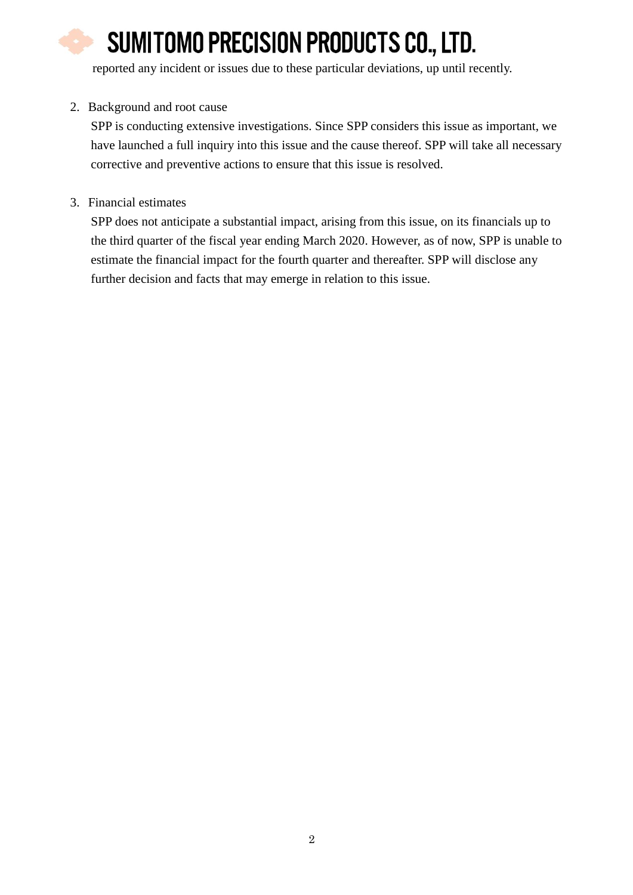reported any incident or issues due to these particular deviations, up until recently.

2. Background and root cause

   SPP is conducting extensive investigations. Since SPP considers this issue as important, we have launched a full inquiry into this issue and the cause thereof. SPP will take all necessary corrective and preventive actions to ensure that this issue is resolved.

3. Financial estimates

   SPP does not anticipate a substantial impact, arising from this issue, on its financials up to the third quarter of the fiscal year ending March 2020. However, as of now, SPP is unable to estimate the financial impact for the fourth quarter and thereafter. SPP will disclose any further decision and facts that may emerge in relation to this issue.